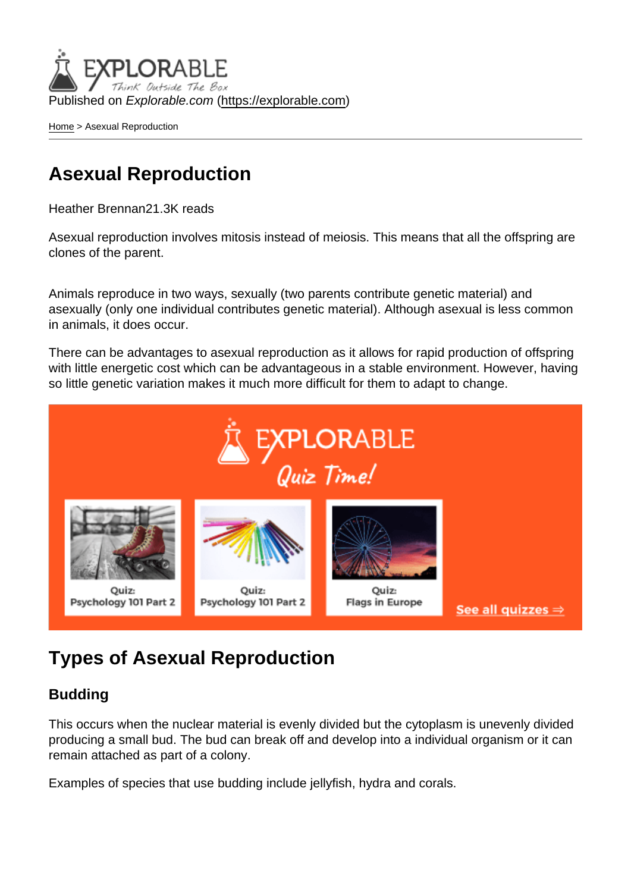Published on *Explorable.com* (https://explorable.com)

Home > Asexual Reproduction

# Asexual Reproduction

Heather Brennan21.3K reads

Asexual reproduction involves mitosis instead of meiosis. This means that all the offspring are clones of the parent.

Animals reproduce in two ways, sexually (two parents contribute genetic material) and asexually (only one individual contributes genetic material). Although asexual is less common in animals, it does occur.

There can be advantages to asexual reproduction as it allows for rapid production of offspring with little energetic cost which can be advantageous in a stable environment. However, having so little genetic variation makes it much more difficult for them to adapt to change.

## Types of Asexual Reproduction

### Budding

This occurs when the nuclear material is evenly divided but the cytoplasm is unevenly divided producing a small bud. The bud can break off and develop into a individual organism or it can remain attached as part of a colony.

Examples of species that use budding include jellyfish, hydra and corals.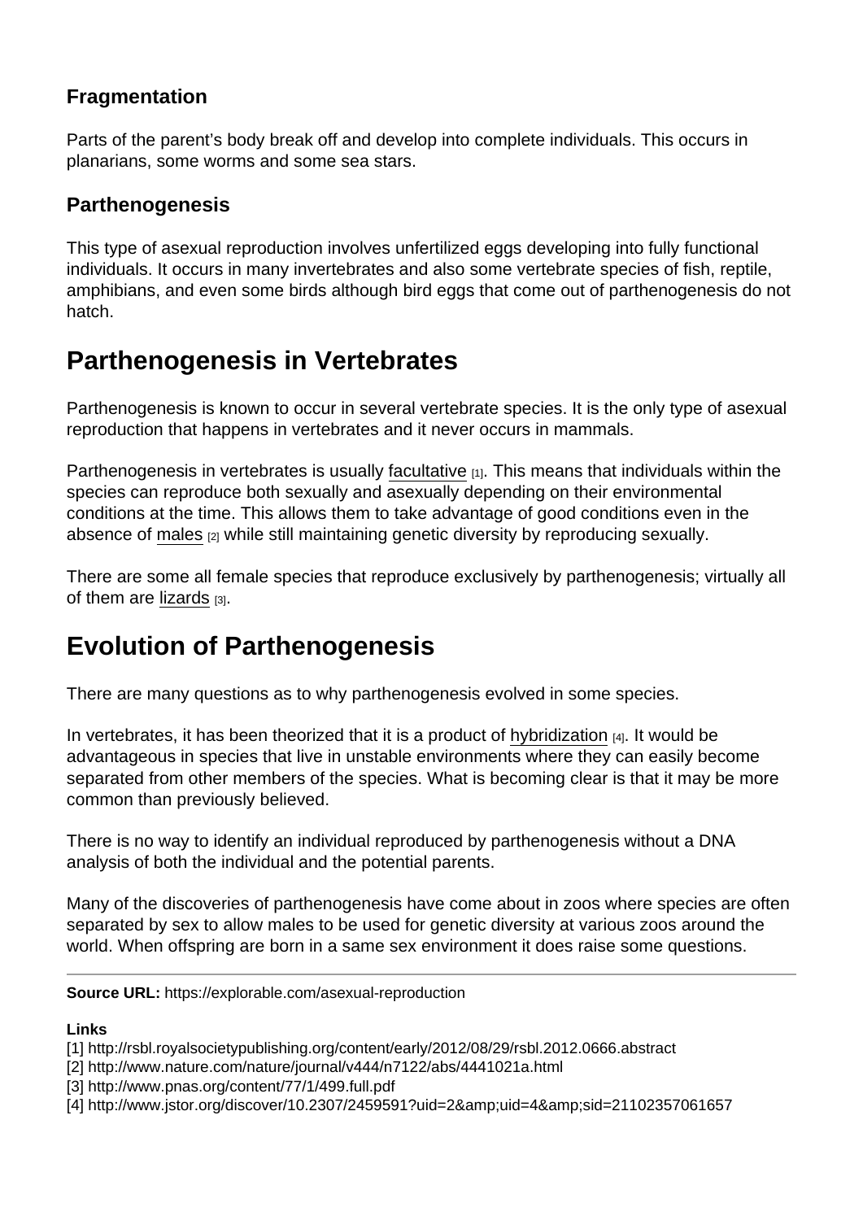### Fragmentation

Parts of the parent's body break off and develop into complete individuals. This occurs in planarians, some worms and some sea stars.

### Parthenogenesis

This type of asexual reproduction involves unfertilized eggs developing into fully functional individuals. It occurs in many invertebrates and also some vertebrate species of fish, reptile, amphibians, and even some birds although bird eggs that come out of parthenogenesis do not hatch.

## Parthenogenesis in Vertebrates

Parthenogenesis is known to occur in several vertebrate species. It is the only type of asexual reproduction that happens in vertebrates and it never occurs in mammals.

Parthenogenesis in vertebrates is usually facultative [1]. This means that individuals within the species can reproduce both sexually and asexually depending on their environmental conditions at the time. This allows them to take advantage of good conditions even in the absence of males [2] while still maintaining genetic diversity by reproducing sexually.

There are some all female species that reproduce exclusively by parthenogenesis; virtually all of them are lizards [3].

## Evolution of Parthenogenesis

There are many questions as to why parthenogenesis evolved in some species.

In vertebrates, it has been theorized that it is a product of hybridization [4]. It would be advantageous in species that live in unstable environments where they can easily become separated from other members of the species. What is becoming clear is that it may be more common than previously believed.

There is no way to identify an individual reproduced by parthenogenesis without a DNA analysis of both the individual and the potential parents.

Many of the discoveries of parthenogenesis have come about in zoos where species are often separated by sex to allow males to be used for genetic diversity at various zoos around the world. When offspring are born in a same sex environment it does raise some questions.

---

**Source URL:** https://explorable.com/asexual-reproduction

**Links**
[1] http://rsbl.royalsocietypublishing.org/content/early/2012/08/29/rsbl.2012.0666.abstract
[2] http://www.nature.com/nature/journal/v444/n7122/abs/4441021a.html
[3] http://www.pnas.org/content/77/1/499.full.pdf
[4] http://www.jstor.org/discover/10.2307/2459591?uid=2&amp;uid=4&amp;sid=21102357061657